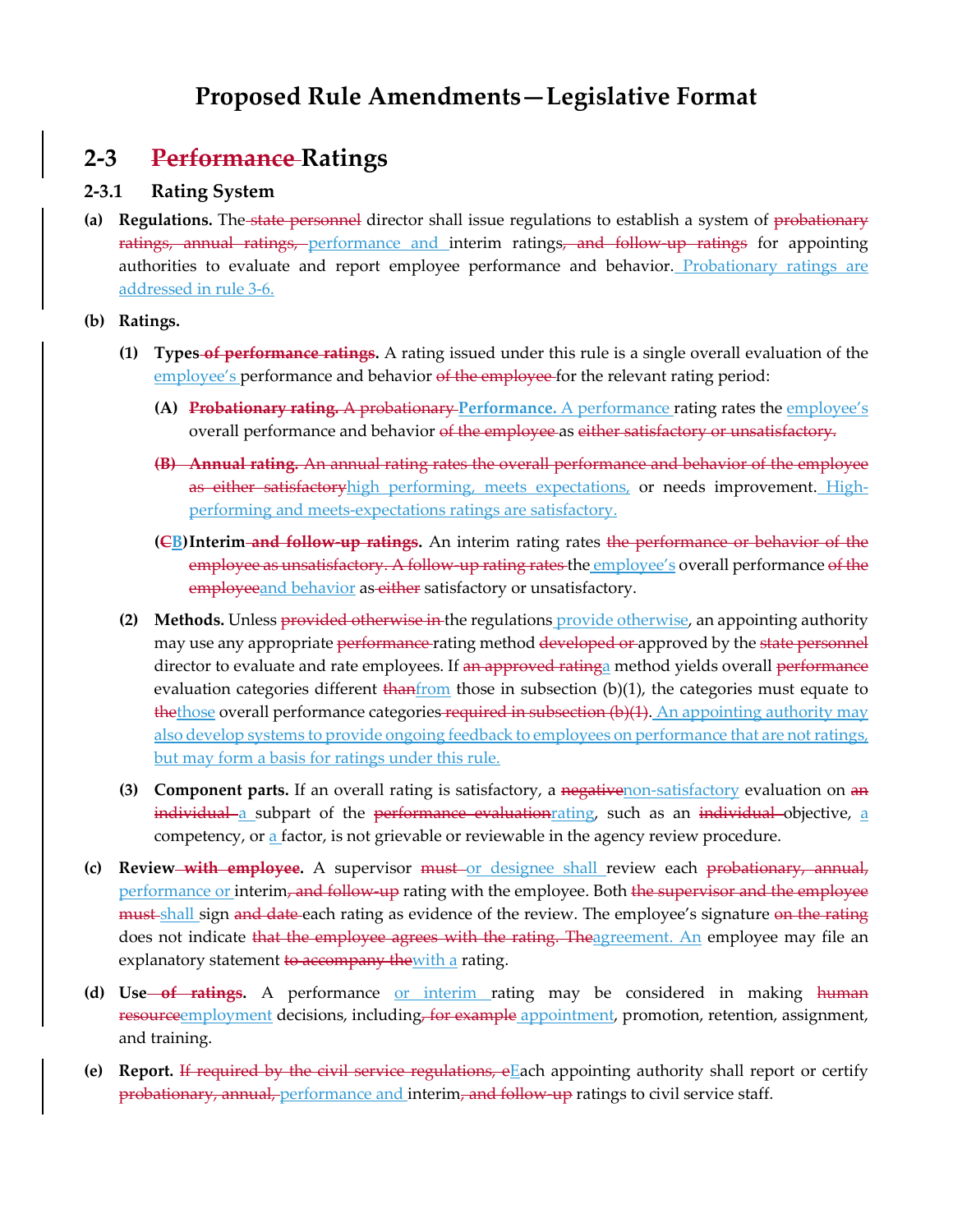# Proposed Rule Amendments—Legislative Format

## 2-3 ~~Performance~~ Ratings

### 2-3.1 Rating System

**(a) Regulations.** The ~~state personnel~~ director shall issue regulations to establish a system of ~~probationary ratings, annual ratings,~~ <u>performance and</u> interim ratings~~, and follow-up ratings~~ for appointing authorities to evaluate and report employee performance and behavior. <u>Probationary ratings are addressed in rule 3-6.</u>

**(b) Ratings.**

**(1) Types ~~of performance ratings~~.** A rating issued under this rule is a single overall evaluation of the <u>employee's</u> performance and behavior ~~of the employee~~ for the relevant rating period:

**(A)** ~~**Probationary rating.** A probationary~~ <u>**Performance.** A performance</u> rating rates the <u>employee's</u> overall performance and behavior ~~of the employee~~ as ~~either satisfactory or unsatisfactory.~~

~~**(B) Annual rating.** An annual rating rates the overall performance and behavior of the employee as either satisfactory~~<u>high performing, meets expectations,</u> or needs improvement. <u>High-performing and meets-expectations ratings are satisfactory.</u>

**(~~C~~<u>B</u>) Interim ~~and follow-up ratings~~.** An interim rating rates ~~the performance or behavior of the employee as unsatisfactory. A follow-up rating rates~~ the <u>employee's</u> overall performance ~~of the employee~~<u>and behavior</u> as ~~either~~ satisfactory or unsatisfactory.

**(2) Methods.** Unless ~~provided otherwise in~~ the regulations <u>provide otherwise</u>, an appointing authority may use any appropriate ~~performance~~ rating method ~~developed or~~ approved by the ~~state personnel~~ director to evaluate and rate employees. If ~~an approved rating~~<u>a</u> method yields overall ~~performance~~ evaluation categories different ~~than~~<u>from</u> those in subsection (b)(1), the categories must equate to ~~the~~<u>those</u> overall performance categories ~~required in subsection (b)(1)~~. <u>An appointing authority may also develop systems to provide ongoing feedback to employees on performance that are not ratings, but may form a basis for ratings under this rule.</u>

**(3) Component parts.** If an overall rating is satisfactory, a ~~negative~~<u>non-satisfactory</u> evaluation on ~~an individual~~ <u>a</u> subpart of the ~~performance evaluation~~<u>rating</u>, such as an ~~individual~~ objective, <u>a</u> competency, or <u>a</u> factor, is not grievable or reviewable in the agency review procedure.

**(c) Review ~~with employee~~.** A supervisor ~~must~~ <u>or designee shall</u> review each ~~probationary, annual,~~ <u>performance or</u> interim~~, and follow-up~~ rating with the employee. Both ~~the supervisor and the employee must~~ <u>shall</u> sign ~~and date~~ each rating as evidence of the review. The employee's signature ~~on the rating~~ does not indicate ~~that the employee agrees with the rating. The~~<u>agreement. An</u> employee may file an explanatory statement ~~to accompany the~~<u>with a</u> rating.

**(d) Use ~~of ratings~~.** A performance <u>or interim</u> rating may be considered in making ~~human resource~~<u>employment</u> decisions, including~~, for example~~ <u>appointment</u>, promotion, retention, assignment, and training.

**(e) Report.** ~~If required by the civil service regulations, e~~<u>E</u>ach appointing authority shall report or certify ~~probationary, annual,~~ <u>performance and</u> interim~~, and follow-up~~ ratings to civil service staff.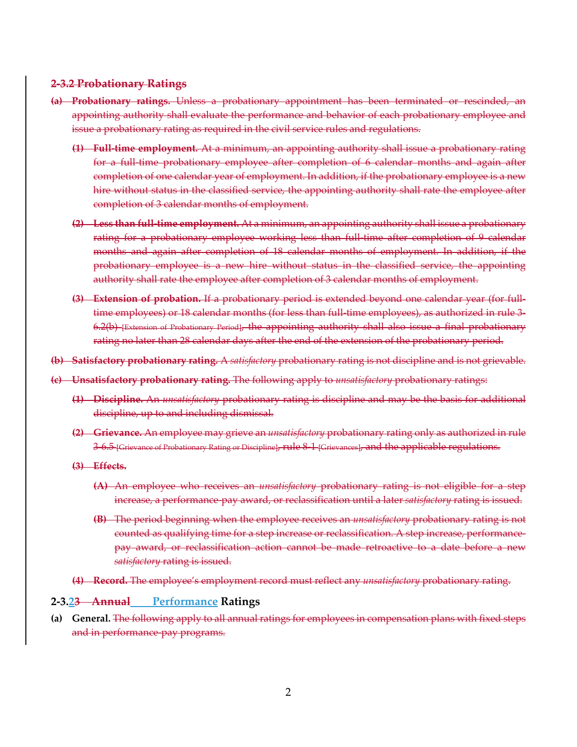~~**2-3.2 Probationary Ratings**~~

~~**(a) Probationary ratings.** Unless a probationary appointment has been terminated or rescinded, an appointing authority shall evaluate the performance and behavior of each probationary employee and issue a probationary rating as required in the civil service rules and regulations.~~

~~**(1) Full-time employment.** At a minimum, an appointing authority shall issue a probationary rating for a full-time probationary employee after completion of 6 calendar months and again after completion of one calendar year of employment. In addition, if the probationary employee is a new hire without status in the classified service, the appointing authority shall rate the employee after completion of 3 calendar months of employment.~~

~~**(2) Less than full-time employment.** At a minimum, an appointing authority shall issue a probationary rating for a probationary employee working less than full-time after completion of 9 calendar months and again after completion of 18 calendar months of employment. In addition, if the probationary employee is a new hire without status in the classified service, the appointing authority shall rate the employee after completion of 3 calendar months of employment.~~

~~**(3) Extension of probation.** If a probationary period is extended beyond one calendar year (for full-time employees) or 18 calendar months (for less than full-time employees), as authorized in rule 3-6.2(b) [Extension of Probationary Period], the appointing authority shall also issue a final probationary rating no later than 28 calendar days after the end of the extension of the probationary period.~~

~~**(b) Satisfactory probationary rating.** A *satisfactory* probationary rating is not discipline and is not grievable.~~

~~**(c) Unsatisfactory probationary rating.** The following apply to *unsatisfactory* probationary ratings:~~

~~**(1) Discipline.** An *unsatisfactory* probationary rating is discipline and may be the basis for additional discipline, up to and including dismissal.~~

~~**(2) Grievance.** An employee may grieve an *unsatisfactory* probationary rating only as authorized in rule 3-6.5 [Grievance of Probationary Rating or Discipline], rule 8-1 [Grievances], and the applicable regulations.~~

~~**(3) Effects.**~~

~~**(A)** An employee who receives an *unsatisfactory* probationary rating is not eligible for a step increase, a performance-pay award, or reclassification until a later *satisfactory* rating is issued.~~

~~**(B)** The period beginning when the employee receives an *unsatisfactory* probationary rating is not counted as qualifying time for a step increase or reclassification. A step increase, performance-pay award, or reclassification action cannot be made retroactive to a date before a new *satisfactory* rating is issued.~~

~~**(4) Record.** The employee's employment record must reflect any *unsatisfactory* probationary rating.~~

**2-3.2~~3~~ ~~Annual~~ Performance Ratings**

**(a) General.** ~~The following apply to all annual ratings for employees in compensation plans with fixed steps and in performance-pay programs.~~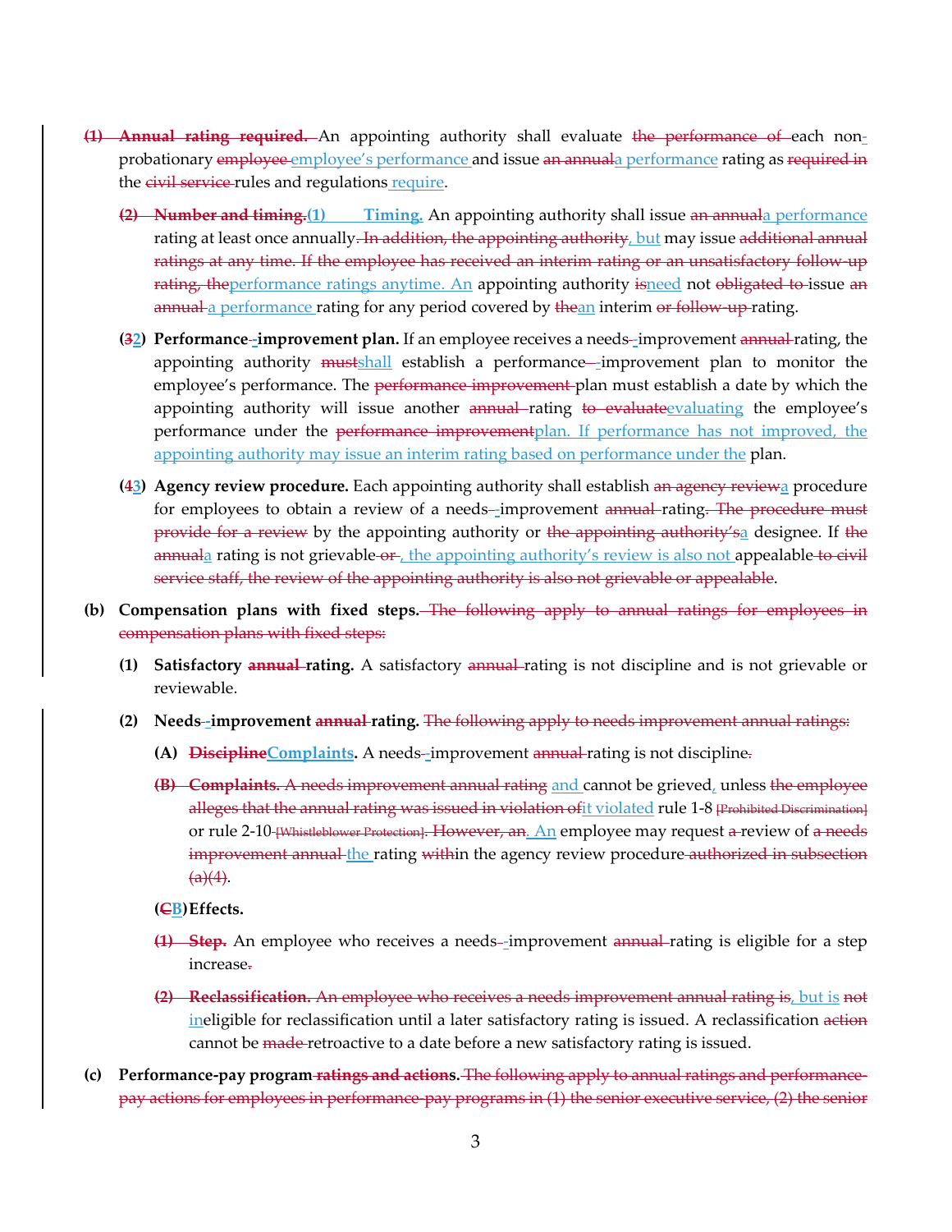~~**(1) Annual rating required.**~~ An appointing authority shall evaluate ~~the performance of~~ each non-probationary ~~employee~~ employee's performance and issue ~~an annual~~a performance rating as ~~required in~~ the ~~civil service~~ rules and regulations require.

~~**(2) Number and timing.**~~**(1) Timing.** An appointing authority shall issue ~~an annual~~a performance rating at least once annually~~. In addition, the appointing authority~~, but may issue ~~additional annual ratings at any time. If the employee has received an interim rating or an unsatisfactory follow-up rating, the~~performance ratings anytime. An appointing authority ~~is~~need not ~~obligated to~~ issue ~~an annual~~ a performance rating for any period covered by ~~the~~an interim ~~or follow-up~~ rating.

**(~~3~~2) Performance-improvement plan.** If an employee receives a needs-improvement ~~annual~~ rating, the appointing authority ~~must~~shall establish a performance-improvement plan to monitor the employee's performance. The ~~performance improvement~~ plan must establish a date by which the appointing authority will issue another ~~annual~~ rating ~~to evaluate~~evaluating the employee's performance under the ~~performance improvement~~plan. If performance has not improved, the appointing authority may issue an interim rating based on performance under the plan.

**(~~4~~3) Agency review procedure.** Each appointing authority shall establish ~~an agency review~~a procedure for employees to obtain a review of a needs-improvement ~~annual~~ rating~~. The procedure must provide for a review~~ by the appointing authority or ~~the appointing authority's~~a designee. If ~~the annual~~a rating is not grievable ~~or~~, the appointing authority's review is also not appealable ~~to civil service staff, the review of the appointing authority is also not grievable or appealable~~.

**(b) Compensation plans with fixed steps.** ~~The following apply to annual ratings for employees in compensation plans with fixed steps:~~

**(1) Satisfactory ~~annual~~ rating.** A satisfactory ~~annual~~ rating is not discipline and is not grievable or reviewable.

**(2) Needs-improvement ~~annual~~ rating.** ~~The following apply to needs improvement annual ratings:~~

**(A) ~~Discipline~~Complaints.** A needs-improvement ~~annual~~ rating is not discipline~~.~~

~~**(B) Complaints.** A needs improvement annual rating~~ and cannot be grieved, unless ~~the employee alleges that the annual rating was issued in violation of~~it violated rule 1-8 ~~[Prohibited Discrimination]~~ or rule 2-10 ~~[Whistleblower Protection]. However, an~~. An employee may request ~~a~~ review of ~~a needs improvement annual~~ the rating ~~with~~in the agency review procedure ~~authorized in subsection (a)(4)~~.

**(~~C~~B) Effects.**

~~**(1) Step.**~~ An employee who receives a needs-improvement ~~annual~~ rating is eligible for a step increase~~.~~

~~**(2) Reclassification.** An employee who receives a needs improvement annual rating is~~, but is ~~not~~ ineligible for reclassification until a later satisfactory rating is issued. A reclassification ~~action~~ cannot be ~~made~~ retroactive to a date before a new satisfactory rating is issued.

**(c) Performance-pay program ~~ratings and actions~~.** ~~The following apply to annual ratings and performance-pay actions for employees in performance-pay programs in (1) the senior executive service, (2) the senior~~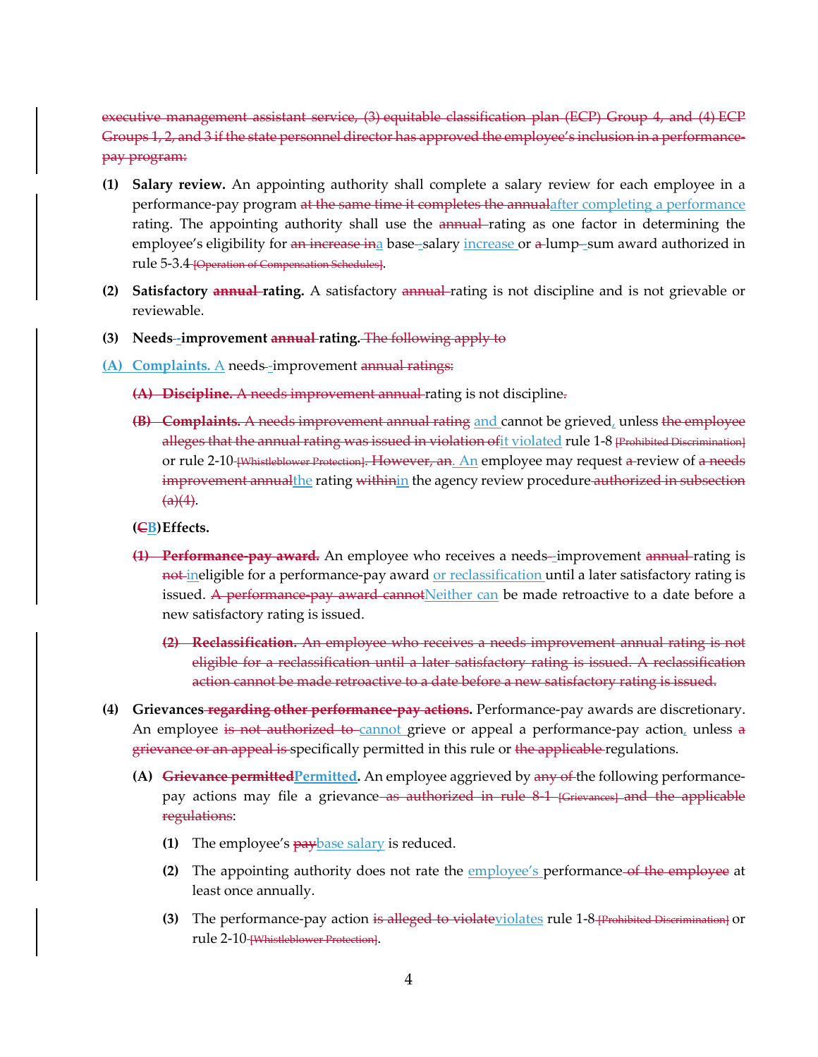~~executive management assistant service, (3) equitable classification plan (ECP) Group 4, and (4) ECP Groups 1, 2, and 3 if the state personnel director has approved the employee's inclusion in a performance-pay program:~~

**(1) Salary review.** An appointing authority shall complete a salary review for each employee in a performance-pay program ~~at the same time it completes the annual~~<ins>after completing a performance</ins> rating. The appointing authority shall use the ~~annual~~ rating as one factor in determining the employee's eligibility for ~~an increase in~~<ins>a</ins> base~~-~~<ins>-</ins>salary <ins>increase</ins> or ~~a~~ lump~~-~~<ins>-</ins>sum award authorized in rule 5-3.4 ~~[Operation of Compensation Schedules]~~.

**(2) Satisfactory ~~annual~~ rating.** A satisfactory ~~annual~~ rating is not discipline and is not grievable or reviewable.

**(3) Needs~~-~~<ins>-</ins>improvement ~~annual~~ rating.** ~~The following apply to~~

<ins>**(A) Complaints.** A</ins> needs~~-~~<ins>-</ins>improvement ~~annual ratings:~~

~~**(A) Discipline.** A needs improvement annual~~ rating is not discipline~~.~~

~~**(B) Complaints.** A needs improvement annual rating~~ <ins>and</ins> cannot be grieved<ins>,</ins> unless ~~the employee alleges that the annual rating was issued in violation of~~<ins>it violated</ins> rule 1-8 ~~[Prohibited Discrimination]~~ or rule 2-10 ~~[Whistleblower Protection]. However, an~~<ins>. An</ins> employee may request ~~a~~ review of ~~a needs improvement annual~~<ins>the</ins> rating ~~within~~<ins>in</ins> the agency review procedure ~~authorized in subsection (a)(4)~~.

**(~~C~~<ins>B</ins>) Effects.**

~~**(1) Performance-pay award.**~~ An employee who receives a needs~~-~~<ins>-</ins>improvement ~~annual~~ rating is ~~not~~ <ins>in</ins>eligible for a performance-pay award <ins>or reclassification</ins> until a later satisfactory rating is issued. ~~A performance-pay award cannot~~<ins>Neither can</ins> be made retroactive to a date before a new satisfactory rating is issued.

~~**(2) Reclassification.** An employee who receives a needs improvement annual rating is not eligible for a reclassification until a later satisfactory rating is issued. A reclassification action cannot be made retroactive to a date before a new satisfactory rating is issued.~~

**(4) Grievances ~~regarding other performance-pay actions~~.** Performance-pay awards are discretionary. An employee ~~is not authorized to~~ <ins>cannot</ins> grieve or appeal a performance-pay action<ins>,</ins> unless ~~a grievance or an appeal is~~ specifically permitted in this rule or ~~the applicable~~ regulations.

**(A) ~~Grievance permitted~~<ins>Permitted</ins>.** An employee aggrieved by ~~any of~~ the following performance-pay actions may file a grievance ~~as authorized in rule 8-1 [Grievances] and the applicable regulations~~:

**(1)** The employee's ~~pay~~<ins>base salary</ins> is reduced.

**(2)** The appointing authority does not rate the <ins>employee's</ins> performance ~~of the employee~~ at least once annually.

**(3)** The performance-pay action ~~is alleged to violate~~<ins>violates</ins> rule 1-8 ~~[Prohibited Discrimination]~~ or rule 2-10 ~~[Whistleblower Protection]~~.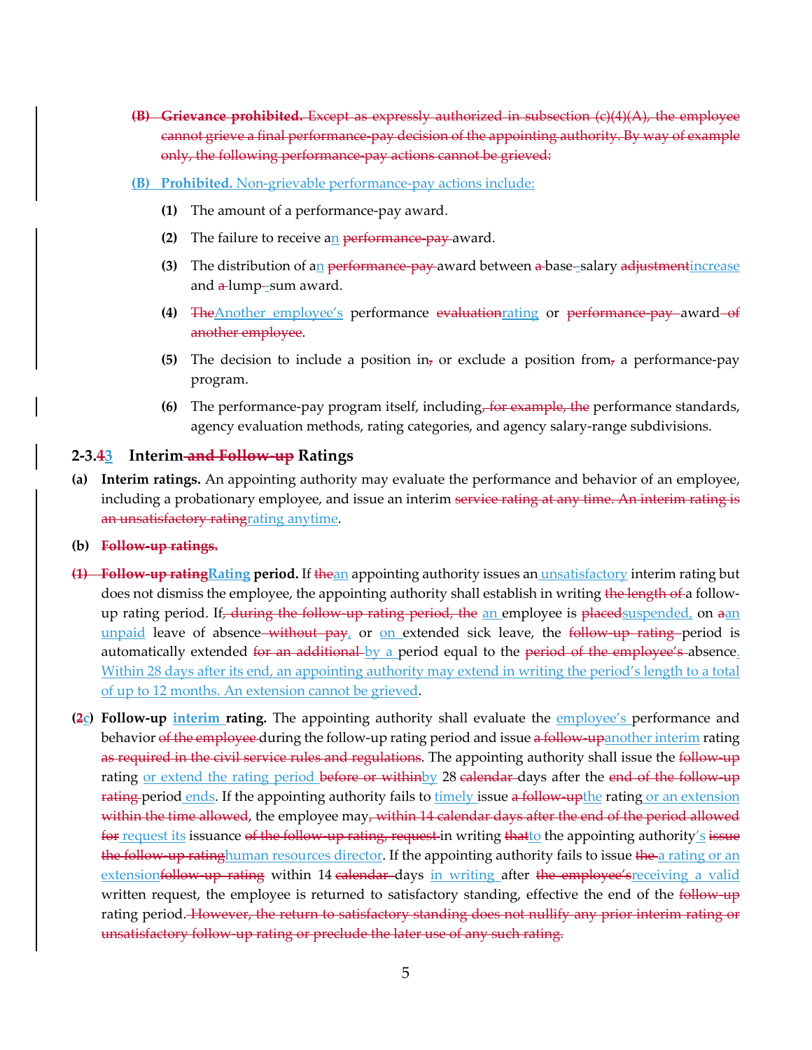~~**(B) Grievance prohibited.** Except as expressly authorized in subsection (c)(4)(A), the employee cannot grieve a final performance-pay decision of the appointing authority. By way of example only, the following performance-pay actions cannot be grieved:~~

<u>**(B) Prohibited.** Non-grievable performance-pay actions include:</u>

**(1)** The amount of a performance-pay award.

**(2)** The failure to receive a<u>n</u> ~~performance-pay~~ award.

**(3)** The distribution of a<u>n</u> ~~performance-pay~~ award between ~~a~~ base<u>-</u>salary ~~adjustment~~<u>increase</u> and ~~a~~ lump<u>-</u>sum award.

**(4)** ~~The~~<u>Another employee's</u> performance ~~evaluation~~<u>rating</u> or ~~performance-pay~~ award ~~of another employee~~.

**(5)** The decision to include a position in~~,~~ or exclude a position from~~,~~ a performance-pay program.

**(6)** The performance-pay program itself, including~~, for example, the~~ performance standards, agency evaluation methods, rating categories, and agency salary-range subdivisions.

### 2-3.~~4~~<u>3</u> Interim ~~and Follow-up~~ Ratings

**(a) Interim ratings.** An appointing authority may evaluate the performance and behavior of an employee, including a probationary employee, and issue an interim ~~service rating at any time. An interim rating is an unsatisfactory rating~~<u>rating anytime</u>.

**(b)** ~~**Follow-up ratings.**~~

~~**(1)**~~ ~~**Follow-up rating**~~<u>**Rating**</u> **period.** If ~~the~~<u>an</u> appointing authority issues an <u>unsatisfactory</u> interim rating but does not dismiss the employee, the appointing authority shall establish in writing ~~the length of~~ a follow-up rating period. If~~, during the follow-up rating period, the~~ <u>an</u> employee is ~~placed~~<u>suspended,</u> on ~~a~~<u>an unpaid</u> leave of absence ~~without pay~~<u>,</u> or <u>on</u> extended sick leave, the ~~follow-up rating~~ period is automatically extended ~~for an additional~~ <u>by a</u> period equal to the ~~period of the employee's~~ absence<u>. Within 28 days after its end, an appointing authority may extend in writing the period's length to a total of up to 12 months. An extension cannot be grieved</u>.

**(~~2~~<u>c</u>) Follow-up <u>interim</u> rating.** The appointing authority shall evaluate the <u>employee's</u> performance and behavior ~~of the employee~~ during the follow-up rating period and issue ~~a follow-up~~<u>another interim</u> rating ~~as required in the civil service rules and regulations~~. The appointing authority shall issue the ~~follow-up~~ rating <u>or extend the rating period</u> ~~before or within~~<u>by</u> 28 ~~calendar~~ days after the ~~end of the follow-up rating~~ period <u>ends</u>. If the appointing authority fails to <u>timely</u> issue ~~a follow-up~~<u>the</u> rating <u>or an extension</u> ~~within the time allowed~~, the employee may~~, within 14 calendar days after the end of the period allowed for~~ <u>request its</u> issuance ~~of the follow-up rating, request~~ in writing ~~that~~<u>to</u> the appointing authority<u>'s</u> ~~issue the follow-up rating~~<u>human resources director</u>. If the appointing authority fails to issue ~~the~~ <u>a rating or an extension</u>~~follow-up rating~~ within 14 ~~calendar~~ days <u>in writing</u> after ~~the employee's~~<u>receiving a valid</u> written request, the employee is returned to satisfactory standing, effective the end of the ~~follow-up~~ rating period. ~~However, the return to satisfactory standing does not nullify any prior interim rating or unsatisfactory follow-up rating or preclude the later use of any such rating.~~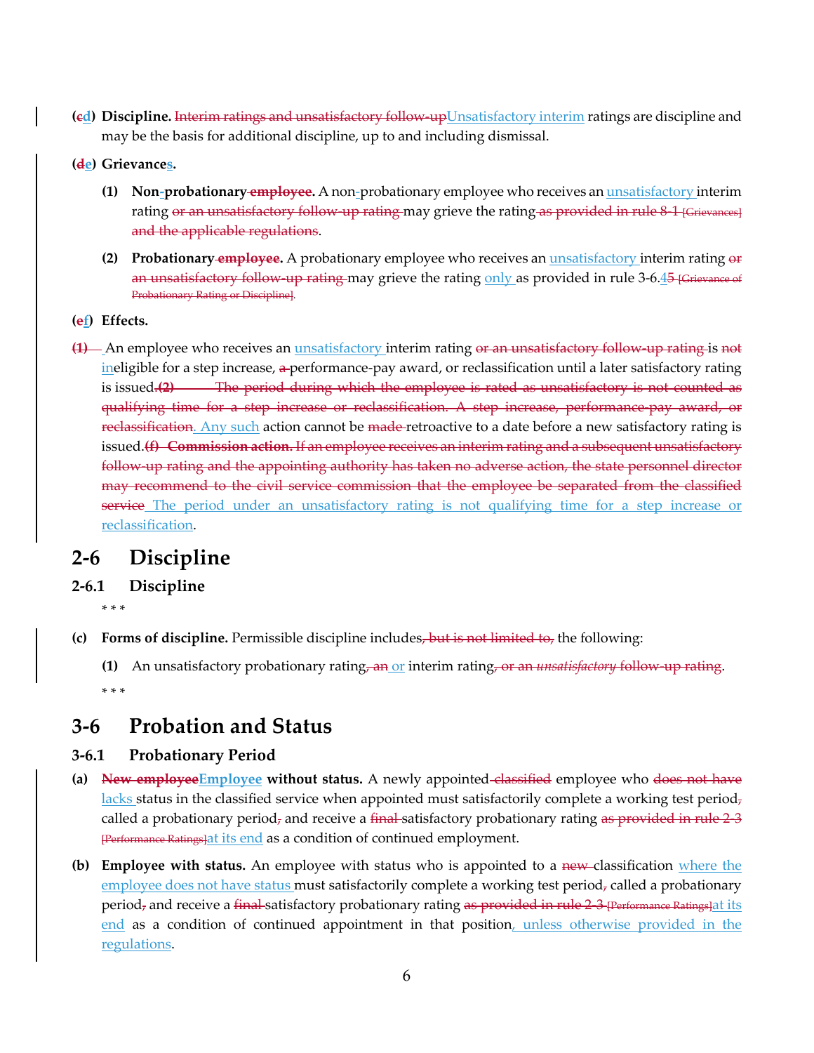(~~c~~d) **Discipline.** ~~Interim ratings and unsatisfactory follow-up~~Unsatisfactory interim ratings are discipline and may be the basis for additional discipline, up to and including dismissal.

(~~d~~e) **Grievances.**

- **(1) Non-probationary ~~employee~~.** A non-probationary employee who receives an unsatisfactory interim rating ~~or an unsatisfactory follow-up rating~~ may grieve the rating ~~as provided in rule 8-1 [Grievances] and the applicable regulations~~.

- **(2) Probationary ~~employee~~.** A probationary employee who receives an unsatisfactory interim rating ~~or an unsatisfactory follow-up rating~~ may grieve the rating only as provided in rule 3-6.4~~5 [Grievance of Probationary Rating or Discipline]~~.

(~~e~~f) **Effects.**

~~(1)~~ An employee who receives an unsatisfactory interim rating ~~or an unsatisfactory follow-up rating~~ is ~~not~~ ineligible for a step increase, ~~a~~ performance-pay award, or reclassification until a later satisfactory rating is issued. ~~(2) The period during which the employee is rated as unsatisfactory is not counted as qualifying time for a step increase or reclassification. A step increase, performance-pay award, or reclassification~~. Any such action cannot be ~~made~~ retroactive to a date before a new satisfactory rating is issued. ~~**(f) Commission action.** If an employee receives an interim rating and a subsequent unsatisfactory follow-up rating and the appointing authority has taken no adverse action, the state personnel director may recommend to the civil service commission that the employee be separated from the classified service~~ The period under an unsatisfactory rating is not qualifying time for a step increase or reclassification.

# 2-6 Discipline

## 2-6.1 Discipline

\* \* \*

**(c) Forms of discipline.** Permissible discipline includes~~, but is not limited to,~~ the following:

- **(1)** An unsatisfactory probationary rating~~, an~~ or interim rating~~, or an *unsatisfactory* follow-up rating~~.

\* \* \*

# 3-6 Probation and Status

## 3-6.1 Probationary Period

**(a) ~~New employee~~Employee without status.** A newly appointed ~~classified~~ employee who ~~does not have~~ lacks status in the classified service when appointed must satisfactorily complete a working test period~~,~~ called a probationary period~~,~~ and receive a ~~final~~ satisfactory probationary rating ~~as provided in rule 2-3 [Performance Ratings]~~at its end as a condition of continued employment.

**(b) Employee with status.** An employee with status who is appointed to a ~~new~~ classification where the employee does not have status must satisfactorily complete a working test period~~,~~ called a probationary period~~,~~ and receive a ~~final~~ satisfactory probationary rating ~~as provided in rule 2-3 [Performance Ratings]~~at its end as a condition of continued appointment in that position, unless otherwise provided in the regulations.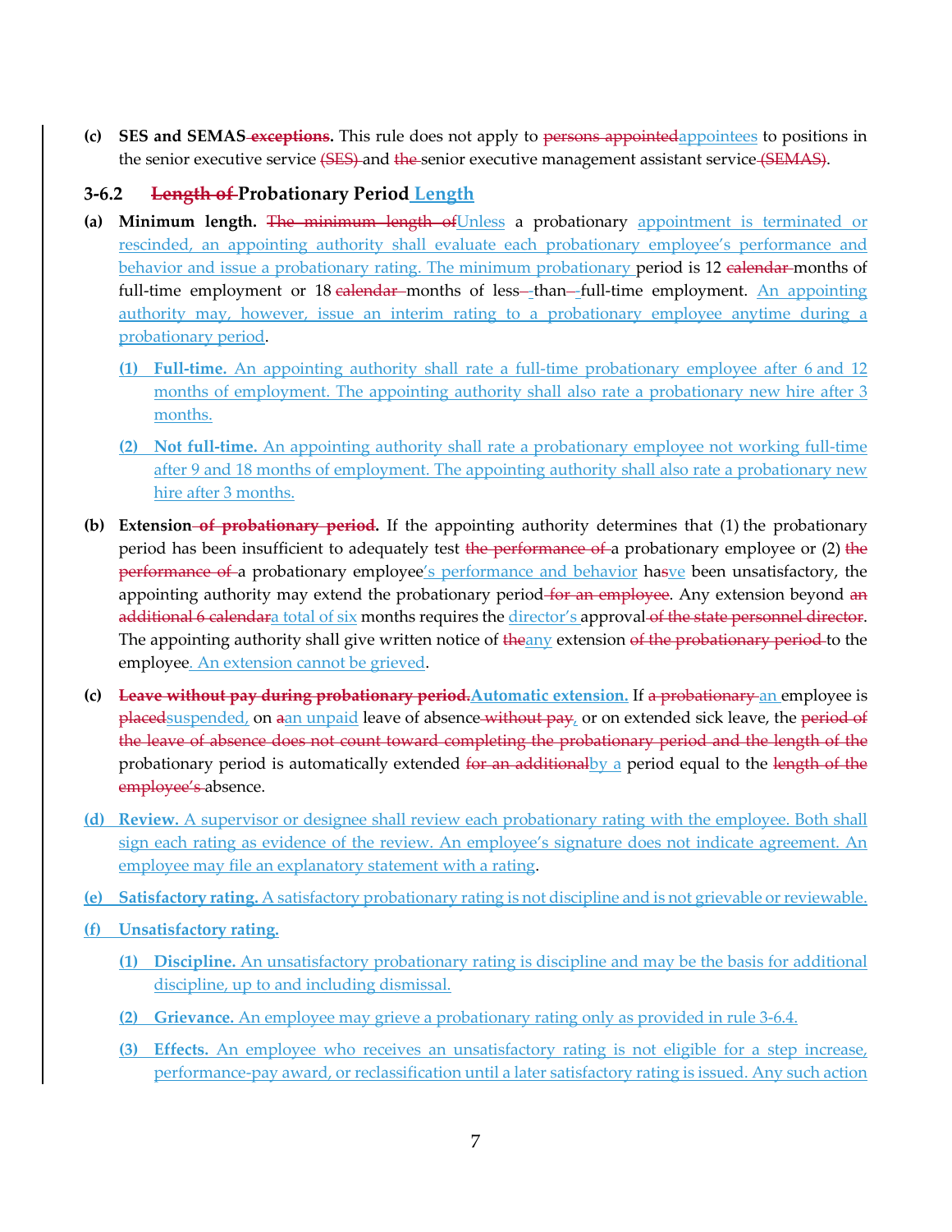**(c)** **SES and SEMAS~~ exceptions~~.** This rule does not apply to ~~persons appointed~~appointees to positions in the senior executive service ~~(SES)~~ and ~~the~~ senior executive management assistant service ~~(SEMAS)~~.

### 3-6.2 ~~Length of~~ Probationary Period Length

**(a)** **Minimum length.** ~~The minimum length of~~Unless a probationary appointment is terminated or rescinded, an appointing authority shall evaluate each probationary employee's performance and behavior and issue a probationary rating. The minimum probationary period is 12 ~~calendar~~ months of full-time employment or 18 ~~calendar~~ months of less-than-full-time employment. An appointing authority may, however, issue an interim rating to a probationary employee anytime during a probationary period.

> **(1)** **Full-time.** An appointing authority shall rate a full-time probationary employee after 6 and 12 months of employment. The appointing authority shall also rate a probationary new hire after 3 months.
>
> **(2)** **Not full-time.** An appointing authority shall rate a probationary employee not working full-time after 9 and 18 months of employment. The appointing authority shall also rate a probationary new hire after 3 months.

**(b)** **Extension~~ of probationary period~~.** If the appointing authority determines that (1) the probationary period has been insufficient to adequately test ~~the performance of~~ a probationary employee or (2) ~~the performance of~~ a probationary employee's performance and behavior ha~~s~~ve been unsatisfactory, the appointing authority may extend the probationary period~~ for an employee~~. Any extension beyond ~~an additional 6 calendar~~a total of six months requires the director's approval~~ of the state personnel director~~. The appointing authority shall give written notice of ~~the~~any extension ~~of the probationary period~~ to the employee. An extension cannot be grieved.

**(c)** ~~**Leave without pay during probationary period.**~~**Automatic extension.** If ~~a probationary~~ an employee is ~~placed~~suspended, on ~~a~~an unpaid leave of absence~~ without pay~~, or on extended sick leave, the ~~period of the leave of absence does not count toward completing the probationary period and the length of the~~ probationary period is automatically extended ~~for an additional~~by a period equal to the ~~length of the employee's~~ absence.

**(d)** **Review.** A supervisor or designee shall review each probationary rating with the employee. Both shall sign each rating as evidence of the review. An employee's signature does not indicate agreement. An employee may file an explanatory statement with a rating.

**(e)** **Satisfactory rating.** A satisfactory probationary rating is not discipline and is not grievable or reviewable.

**(f)** **Unsatisfactory rating.**

> **(1)** **Discipline.** An unsatisfactory probationary rating is discipline and may be the basis for additional discipline, up to and including dismissal.
>
> **(2)** **Grievance.** An employee may grieve a probationary rating only as provided in rule 3-6.4.
>
> **(3)** **Effects.** An employee who receives an unsatisfactory rating is not eligible for a step increase, performance-pay award, or reclassification until a later satisfactory rating is issued. Any such action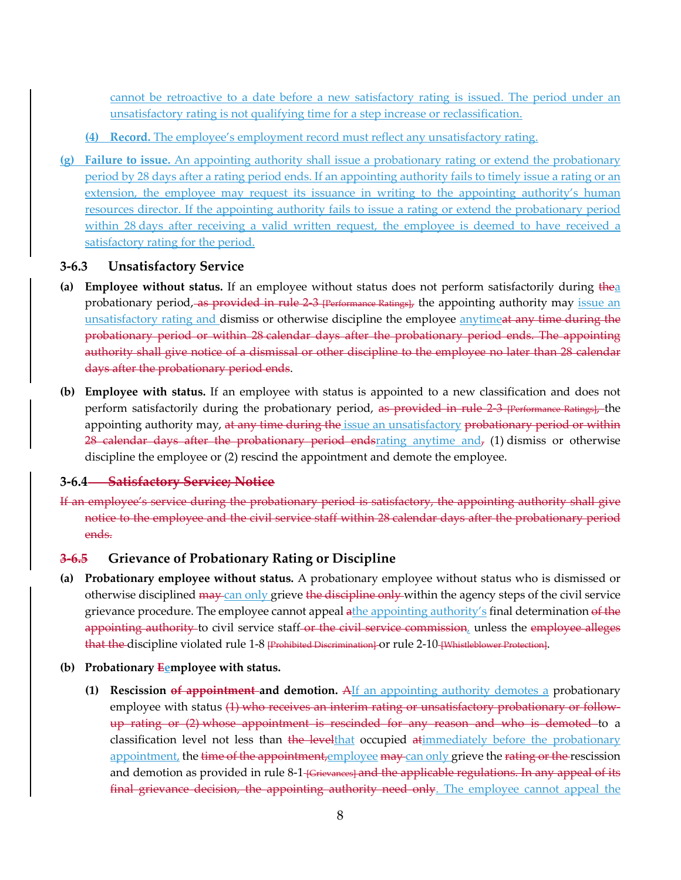cannot be retroactive to a date before a new satisfactory rating is issued. The period under an unsatisfactory rating is not qualifying time for a step increase or reclassification.

**(4) Record.** The employee's employment record must reflect any unsatisfactory rating.

**(g) Failure to issue.** An appointing authority shall issue a probationary rating or extend the probationary period by 28 days after a rating period ends. If an appointing authority fails to timely issue a rating or an extension, the employee may request its issuance in writing to the appointing authority's human resources director. If the appointing authority fails to issue a rating or extend the probationary period within 28 days after receiving a valid written request, the employee is deemed to have received a satisfactory rating for the period.

### 3-6.3 Unsatisfactory Service

**(a) Employee without status.** If an employee without status does not perform satisfactorily during ~~the~~a probationary period, ~~as provided in rule 2-3 [Performance Ratings],~~ the appointing authority may issue an unsatisfactory rating and dismiss or otherwise discipline the employee anytime~~at any time during the probationary period or within 28 calendar days after the probationary period ends. The appointing authority shall give notice of a dismissal or other discipline to the employee no later than 28 calendar days after the probationary period ends~~.

**(b) Employee with status.** If an employee with status is appointed to a new classification and does not perform satisfactorily during the probationary period, ~~as provided in rule 2-3 [Performance Ratings],~~ the appointing authority may, ~~at any time during the~~ issue an unsatisfactory ~~probationary period or within 28 calendar days after the probationary period ends~~rating anytime and~~,~~ (1) dismiss or otherwise discipline the employee or (2) rescind the appointment and demote the employee.

### ~~3-6.4 Satisfactory Service; Notice~~

~~If an employee's service during the probationary period is satisfactory, the appointing authority shall give notice to the employee and the civil service staff within 28 calendar days after the probationary period ends.~~

### ~~3-6.5~~ Grievance of Probationary Rating or Discipline

**(a) Probationary employee without status.** A probationary employee without status who is dismissed or otherwise disciplined ~~may~~ can only grieve ~~the discipline only~~ within the agency steps of the civil service grievance procedure. The employee cannot appeal ~~a~~the appointing authority's final determination ~~of the appointing authority~~ to civil service staff ~~or the civil service commission~~, unless the ~~employee alleges that the~~ discipline violated rule 1-8 ~~[Prohibited Discrimination]~~ or rule 2-10 ~~[Whistleblower Protection]~~.

**(b) Probationary ~~E~~employee with status.**

**(1) Rescission ~~of appointment~~ and demotion.** ~~A~~If an appointing authority demotes a probationary employee with status ~~(1) who receives an interim rating or unsatisfactory probationary or follow-up rating or (2) whose appointment is rescinded for any reason and who is demoted~~ to a classification level not less than ~~the level~~that occupied ~~at~~immediately before the probationary appointment, the ~~time of the appointment,~~employee ~~may~~ can only grieve the ~~rating or the~~ rescission and demotion as provided in rule 8-1 ~~[Grievances] and the applicable regulations. In any appeal of its final grievance decision, the appointing authority need only~~. The employee cannot appeal the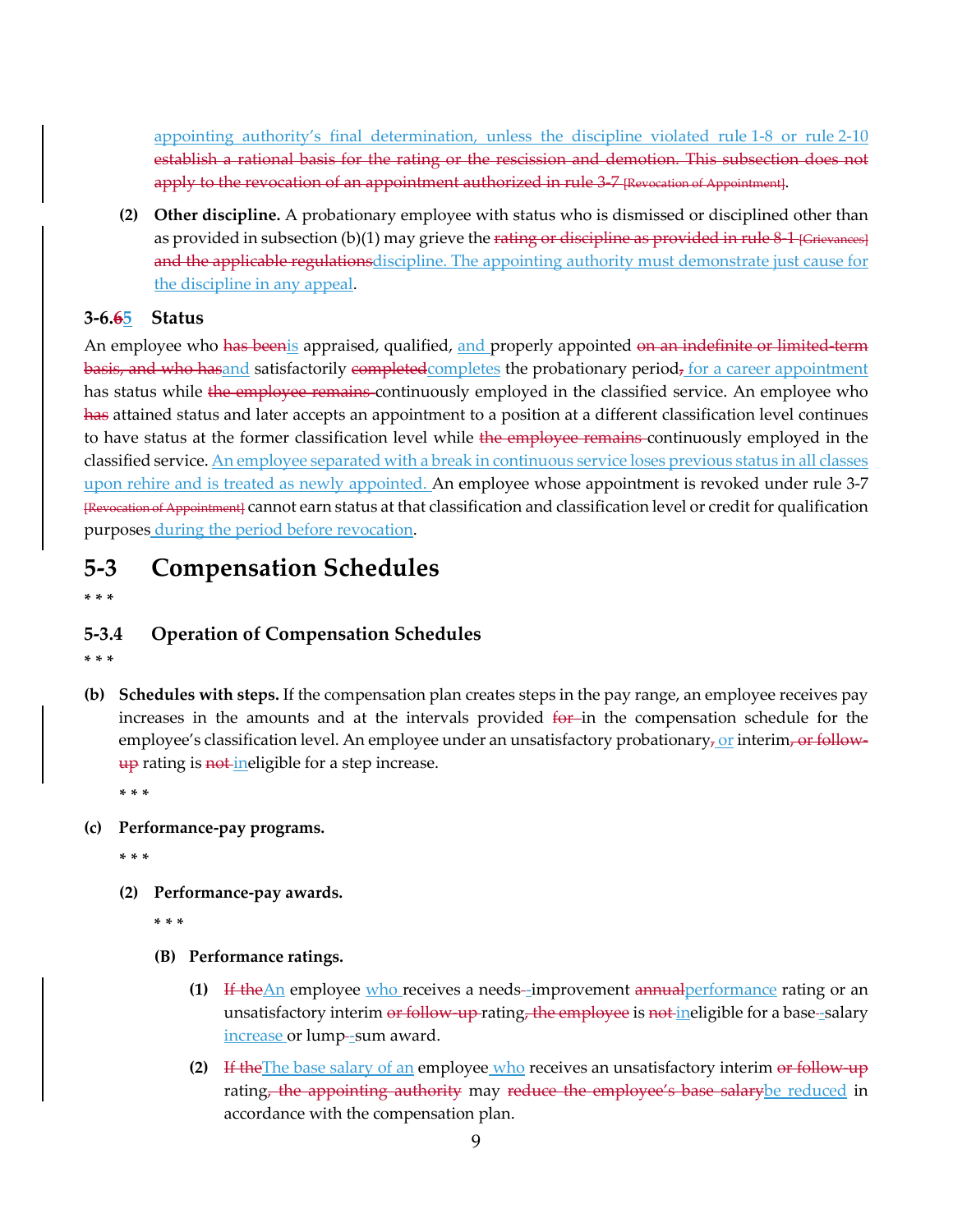<u>appointing authority's final determination, unless the discipline violated rule 1-8 or rule 2-10</u> ~~establish a rational basis for the rating or the rescission and demotion. This subsection does not apply to the revocation of an appointment authorized in rule 3-7 [Revocation of Appointment]~~.

**(2) Other discipline.** A probationary employee with status who is dismissed or disciplined other than as provided in subsection (b)(1) may grieve the ~~rating or discipline as provided in rule 8-1 [Grievances] and the applicable regulations~~<u>discipline. The appointing authority must demonstrate just cause for the discipline in any appeal</u>.

### 3-6.~~6~~<u>5</u> Status

An employee who ~~has been~~<u>is</u> appraised, qualified, <u>and</u> properly appointed ~~on an indefinite or limited-term basis, and who has~~<u>and</u> satisfactorily ~~completed~~<u>completes</u> the probationary period~~,~~ <u>for a career appointment</u> has status while ~~the employee remains~~ continuously employed in the classified service. An employee who ~~has~~ attained status and later accepts an appointment to a position at a different classification level continues to have status at the former classification level while ~~the employee remains~~ continuously employed in the classified service. <u>An employee separated with a break in continuous service loses previous status in all classes upon rehire and is treated as newly appointed.</u> An employee whose appointment is revoked under rule 3-7 ~~[Revocation of Appointment]~~ cannot earn status at that classification and classification level or credit for qualification purposes <u>during the period before revocation</u>.

# 5-3 Compensation Schedules

* * *

### 5-3.4 Operation of Compensation Schedules

* * *

**(b) Schedules with steps.** If the compensation plan creates steps in the pay range, an employee receives pay increases in the amounts and at the intervals provided ~~for~~ in the compensation schedule for the employee's classification level. An employee under an unsatisfactory probationary~~,~~ <u>or</u> interim~~, or follow-up~~ rating is ~~not~~ <u>in</u>eligible for a step increase.

* * *

**(c) Performance-pay programs.**

* * *

**(2) Performance-pay awards.**

* * *

**(B) Performance ratings.**

**(1)** ~~If the~~<u>An</u> employee <u>who</u> receives a needs-improvement ~~annual~~<u>performance</u> rating or an unsatisfactory interim ~~or follow-up~~ rating~~, the employee~~ is ~~not~~ <u>in</u>eligible for a base-salary <u>increase</u> or lump-sum award.

**(2)** ~~If the~~<u>The base salary of an</u> employee <u>who</u> receives an unsatisfactory interim ~~or follow-up~~ rating~~, the appointing authority~~ may ~~reduce the employee's base salary~~<u>be reduced</u> in accordance with the compensation plan.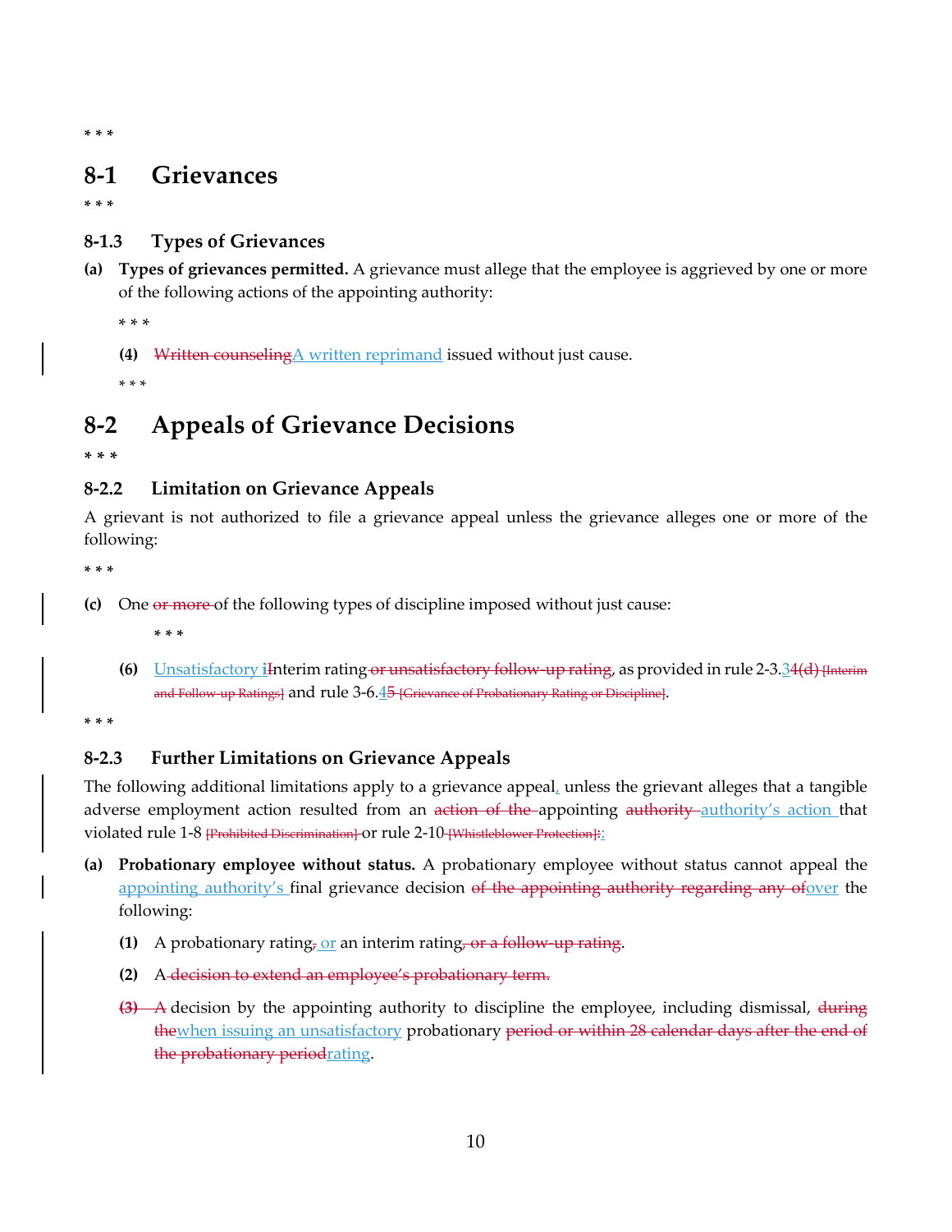* * *

# 8-1 Grievances

* * *

### 8-1.3 Types of Grievances

**(a) Types of grievances permitted.** A grievance must allege that the employee is aggrieved by one or more of the following actions of the appointing authority:

* * *

**(4)** ~~Written counseling~~<ins>A written reprimand</ins> issued without just cause.

* * *

# 8-2 Appeals of Grievance Decisions

* * *

### 8-2.2 Limitation on Grievance Appeals

A grievant is not authorized to file a grievance appeal unless the grievance alleges one or more of the following:

* * *

**(c)** One ~~or more~~ of the following types of discipline imposed without just cause:

* * *

**(6)** <ins>Unsatisfactory i</ins>~~I~~nterim rating ~~or unsatisfactory follow-up rating~~, as provided in rule 2-3.<ins>3</ins>~~4(d)~~ ~~[Interim and Follow-up Ratings]~~ and rule 3-6.<ins>4</ins>~~5~~ ~~[Grievance of Probationary Rating or Discipline]~~.

* * *

### 8-2.3 Further Limitations on Grievance Appeals

The following additional limitations apply to a grievance appeal<ins>,</ins> unless the grievant alleges that a tangible adverse employment action resulted from an ~~action of the~~ appointing ~~authority~~ <ins>authority's action</ins> that violated rule 1-8 ~~[Prohibited Discrimination]~~ or rule 2-10 ~~[Whistleblower Protection]~~~~:~~<ins>:</ins>

**(a) Probationary employee without status.** A probationary employee without status cannot appeal the <ins>appointing authority's</ins> final grievance decision ~~of the appointing authority regarding any of~~<ins>over</ins> the following:

**(1)** A probationary rating~~,~~ <ins>or</ins> an interim rating~~, or a follow-up rating~~.

**(2)** A ~~decision to extend an employee's probationary term.~~

~~**(3)** A~~ decision by the appointing authority to discipline the employee, including dismissal, ~~during the~~<ins>when issuing an unsatisfactory</ins> probationary ~~period or within 28 calendar days after the end of the probationary period~~<ins>rating</ins>.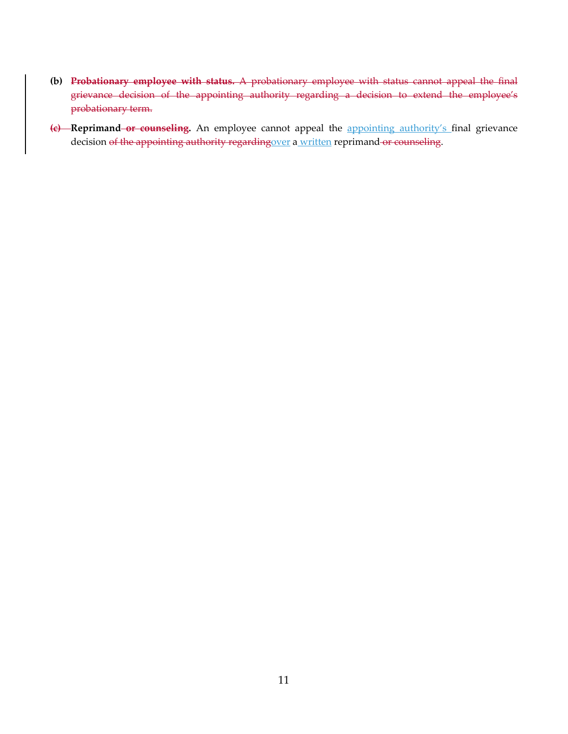**(b)** ~~**Probationary employee with status.** A probationary employee with status cannot appeal the final grievance decision of the appointing authority regarding a decision to extend the employee's probationary term.~~

~~**(c)**~~ **Reprimand**~~**or counseling**~~**.** An employee cannot appeal the appointing authority's final grievance decision ~~of the appointing authority regarding~~over a written reprimand~~or counseling~~.